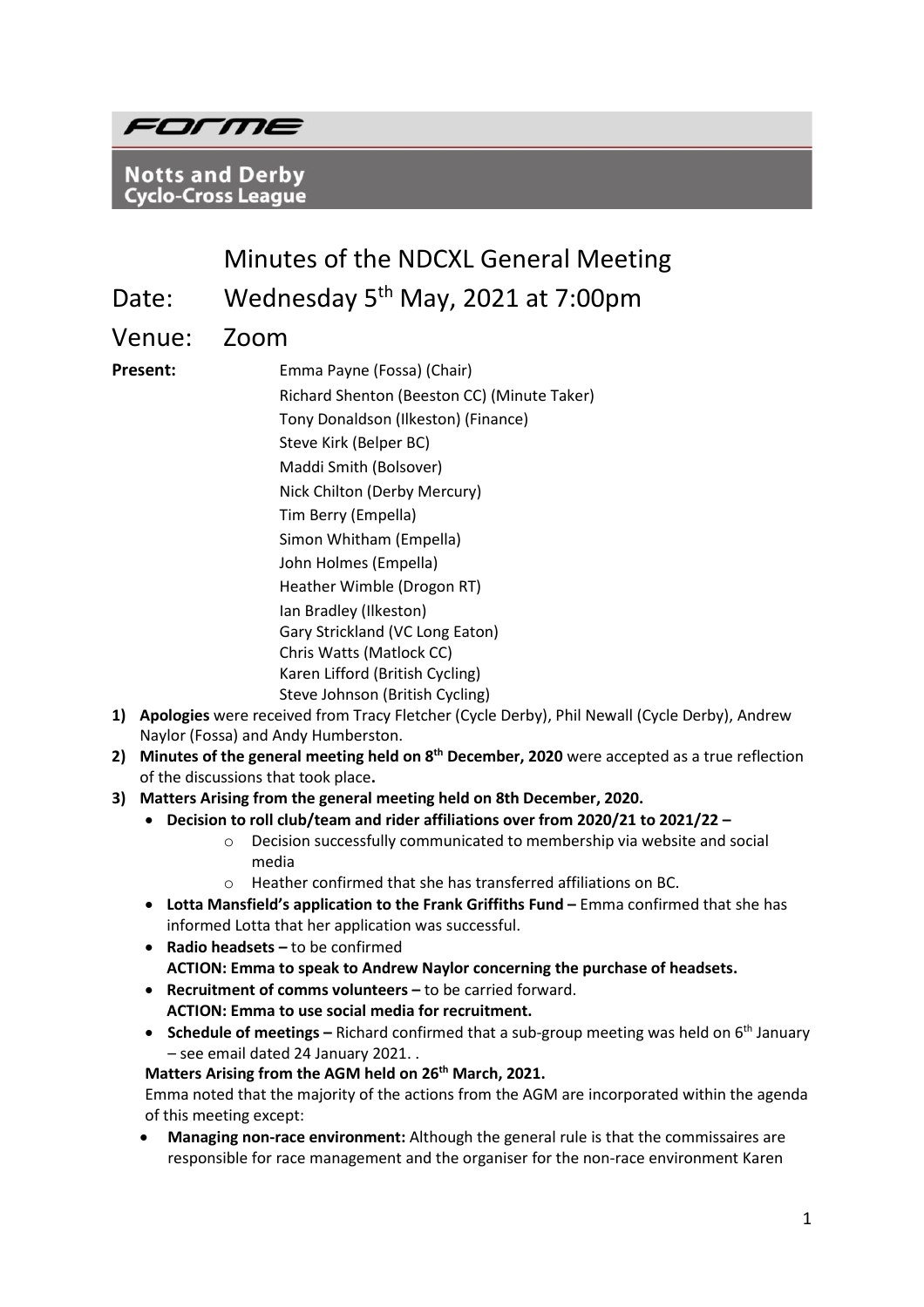FORME

**Notts and Derby Cyclo-Cross League**

# Minutes of the NDCXL General Meeting

**Date:** Wednesday 5th May, 2021 at 7:00pm

**Venue:** Zoom

**Present:**
Emma Payne (Fossa) (Chair)
Richard Shenton (Beeston CC) (Minute Taker)
Tony Donaldson (Ilkeston) (Finance)
Steve Kirk (Belper BC)
Maddi Smith (Bolsover)
Nick Chilton (Derby Mercury)
Tim Berry (Empella)
Simon Whitham (Empella)
John Holmes (Empella)
Heather Wimble (Drogon RT)
Ian Bradley (Ilkeston)
Gary Strickland (VC Long Eaton)
Chris Watts (Matlock CC)
Karen Lifford (British Cycling)
Steve Johnson (British Cycling)

1) **Apologies** were received from Tracy Fletcher (Cycle Derby), Phil Newall (Cycle Derby), Andrew Naylor (Fossa) and Andy Humberston.
2) **Minutes of the general meeting held on 8th December, 2020** were accepted as a true reflection of the discussions that took place**.**
3) **Matters Arising from the general meeting held on 8th December, 2020.**
   - **Decision to roll club/team and rider affiliations over from 2020/21 to 2021/22 –**
     - Decision successfully communicated to membership via website and social media
     - Heather confirmed that she has transferred affiliations on BC.
   - **Lotta Mansfield's application to the Frank Griffiths Fund –** Emma confirmed that she has informed Lotta that her application was successful.
   - **Radio headsets –** to be confirmed
     **ACTION: Emma to speak to Andrew Naylor concerning the purchase of headsets.**
   - **Recruitment of comms volunteers –** to be carried forward.
     **ACTION: Emma to use social media for recruitment.**
   - **Schedule of meetings –** Richard confirmed that a sub-group meeting was held on 6th January – see email dated 24 January 2021. .

   **Matters Arising from the AGM held on 26th March, 2021.**
   Emma noted that the majority of the actions from the AGM are incorporated within the agenda of this meeting except:
   - **Managing non-race environment:** Although the general rule is that the commissaires are responsible for race management and the organiser for the non-race environment Karen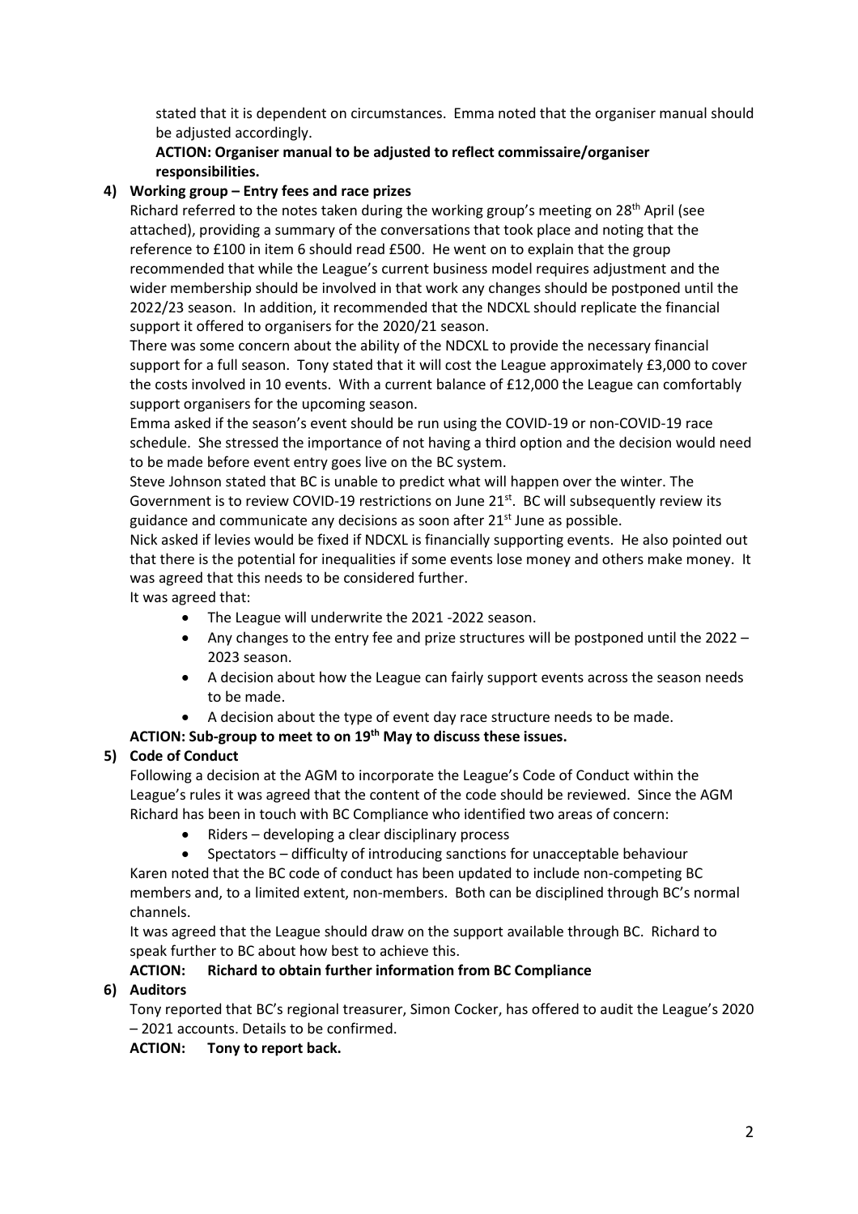stated that it is dependent on circumstances. Emma noted that the organiser manual should be adjusted accordingly.

**ACTION: Organiser manual to be adjusted to reflect commissaire/organiser responsibilities.**

4) **Working group – Entry fees and race prizes**

Richard referred to the notes taken during the working group's meeting on 28th April (see attached), providing a summary of the conversations that took place and noting that the reference to £100 in item 6 should read £500. He went on to explain that the group recommended that while the League's current business model requires adjustment and the wider membership should be involved in that work any changes should be postponed until the 2022/23 season. In addition, it recommended that the NDCXL should replicate the financial support it offered to organisers for the 2020/21 season.

There was some concern about the ability of the NDCXL to provide the necessary financial support for a full season. Tony stated that it will cost the League approximately £3,000 to cover the costs involved in 10 events. With a current balance of £12,000 the League can comfortably support organisers for the upcoming season.

Emma asked if the season's event should be run using the COVID-19 or non-COVID-19 race schedule. She stressed the importance of not having a third option and the decision would need to be made before event entry goes live on the BC system.

Steve Johnson stated that BC is unable to predict what will happen over the winter. The Government is to review COVID-19 restrictions on June 21st. BC will subsequently review its guidance and communicate any decisions as soon after 21st June as possible.

Nick asked if levies would be fixed if NDCXL is financially supporting events. He also pointed out that there is the potential for inequalities if some events lose money and others make money. It was agreed that this needs to be considered further.

It was agreed that:

- The League will underwrite the 2021 -2022 season.
- Any changes to the entry fee and prize structures will be postponed until the 2022 – 2023 season.
- A decision about how the League can fairly support events across the season needs to be made.
- A decision about the type of event day race structure needs to be made.

**ACTION: Sub-group to meet to on 19th May to discuss these issues.**

5) **Code of Conduct**

Following a decision at the AGM to incorporate the League's Code of Conduct within the League's rules it was agreed that the content of the code should be reviewed. Since the AGM Richard has been in touch with BC Compliance who identified two areas of concern:

- Riders – developing a clear disciplinary process
- Spectators – difficulty of introducing sanctions for unacceptable behaviour

Karen noted that the BC code of conduct has been updated to include non-competing BC members and, to a limited extent, non-members. Both can be disciplined through BC's normal channels.

It was agreed that the League should draw on the support available through BC. Richard to speak further to BC about how best to achieve this.

**ACTION: Richard to obtain further information from BC Compliance**

6) **Auditors**

Tony reported that BC's regional treasurer, Simon Cocker, has offered to audit the League's 2020 – 2021 accounts. Details to be confirmed.

**ACTION: Tony to report back.**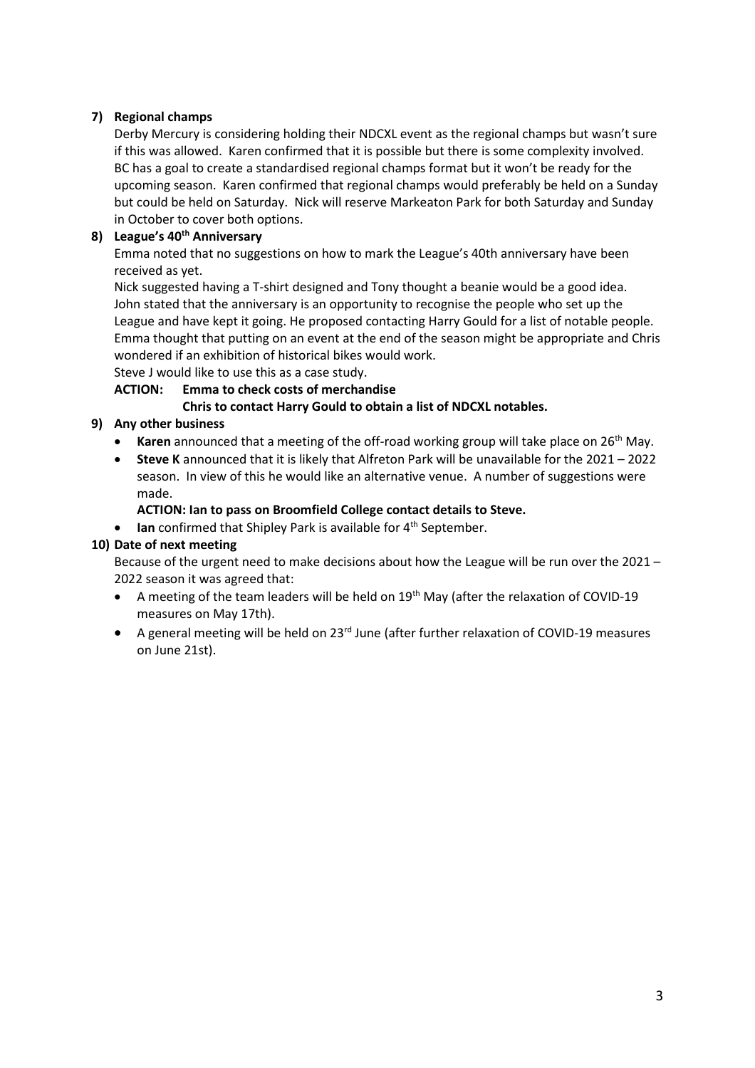**7) Regional champs**

Derby Mercury is considering holding their NDCXL event as the regional champs but wasn't sure if this was allowed. Karen confirmed that it is possible but there is some complexity involved. BC has a goal to create a standardised regional champs format but it won't be ready for the upcoming season. Karen confirmed that regional champs would preferably be held on a Sunday but could be held on Saturday. Nick will reserve Markeaton Park for both Saturday and Sunday in October to cover both options.

**8) League's 40th Anniversary**

Emma noted that no suggestions on how to mark the League's 40th anniversary have been received as yet.

Nick suggested having a T-shirt designed and Tony thought a beanie would be a good idea. John stated that the anniversary is an opportunity to recognise the people who set up the League and have kept it going. He proposed contacting Harry Gould for a list of notable people. Emma thought that putting on an event at the end of the season might be appropriate and Chris wondered if an exhibition of historical bikes would work.

Steve J would like to use this as a case study.

**ACTION: Emma to check costs of merchandise**
**Chris to contact Harry Gould to obtain a list of NDCXL notables.**

**9) Any other business**

- **Karen** announced that a meeting of the off-road working group will take place on 26th May.
- **Steve K** announced that it is likely that Alfreton Park will be unavailable for the 2021 – 2022 season. In view of this he would like an alternative venue. A number of suggestions were made.

  **ACTION: Ian to pass on Broomfield College contact details to Steve.**
- **Ian** confirmed that Shipley Park is available for 4th September.

**10) Date of next meeting**

Because of the urgent need to make decisions about how the League will be run over the 2021 – 2022 season it was agreed that:

- A meeting of the team leaders will be held on 19th May (after the relaxation of COVID-19 measures on May 17th).
- A general meeting will be held on 23rd June (after further relaxation of COVID-19 measures on June 21st).